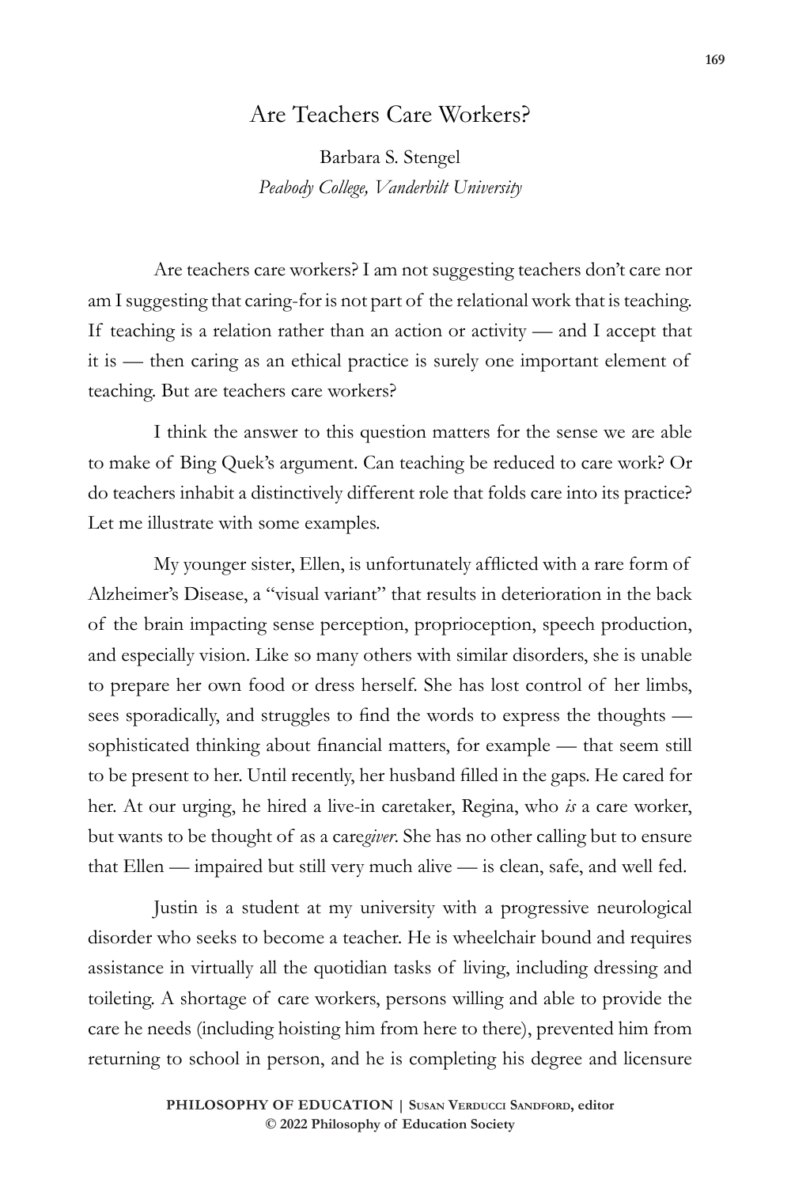# Are Teachers Care Workers?

Barbara S. Stengel
*Peabody College, Vanderbilt University*

Are teachers care workers? I am not suggesting teachers don't care nor am I suggesting that caring-for is not part of the relational work that is teaching. If teaching is a relation rather than an action or activity — and I accept that it is — then caring as an ethical practice is surely one important element of teaching. But are teachers care workers?

I think the answer to this question matters for the sense we are able to make of Bing Quek's argument. Can teaching be reduced to care work? Or do teachers inhabit a distinctively different role that folds care into its practice? Let me illustrate with some examples.

My younger sister, Ellen, is unfortunately afflicted with a rare form of Alzheimer's Disease, a "visual variant" that results in deterioration in the back of the brain impacting sense perception, proprioception, speech production, and especially vision. Like so many others with similar disorders, she is unable to prepare her own food or dress herself. She has lost control of her limbs, sees sporadically, and struggles to find the words to express the thoughts — sophisticated thinking about financial matters, for example — that seem still to be present to her. Until recently, her husband filled in the gaps. He cared for her. At our urging, he hired a live-in caretaker, Regina, who *is* a care worker, but wants to be thought of as a care*giver*. She has no other calling but to ensure that Ellen — impaired but still very much alive — is clean, safe, and well fed.

Justin is a student at my university with a progressive neurological disorder who seeks to become a teacher. He is wheelchair bound and requires assistance in virtually all the quotidian tasks of living, including dressing and toileting. A shortage of care workers, persons willing and able to provide the care he needs (including hoisting him from here to there), prevented him from returning to school in person, and he is completing his degree and licensure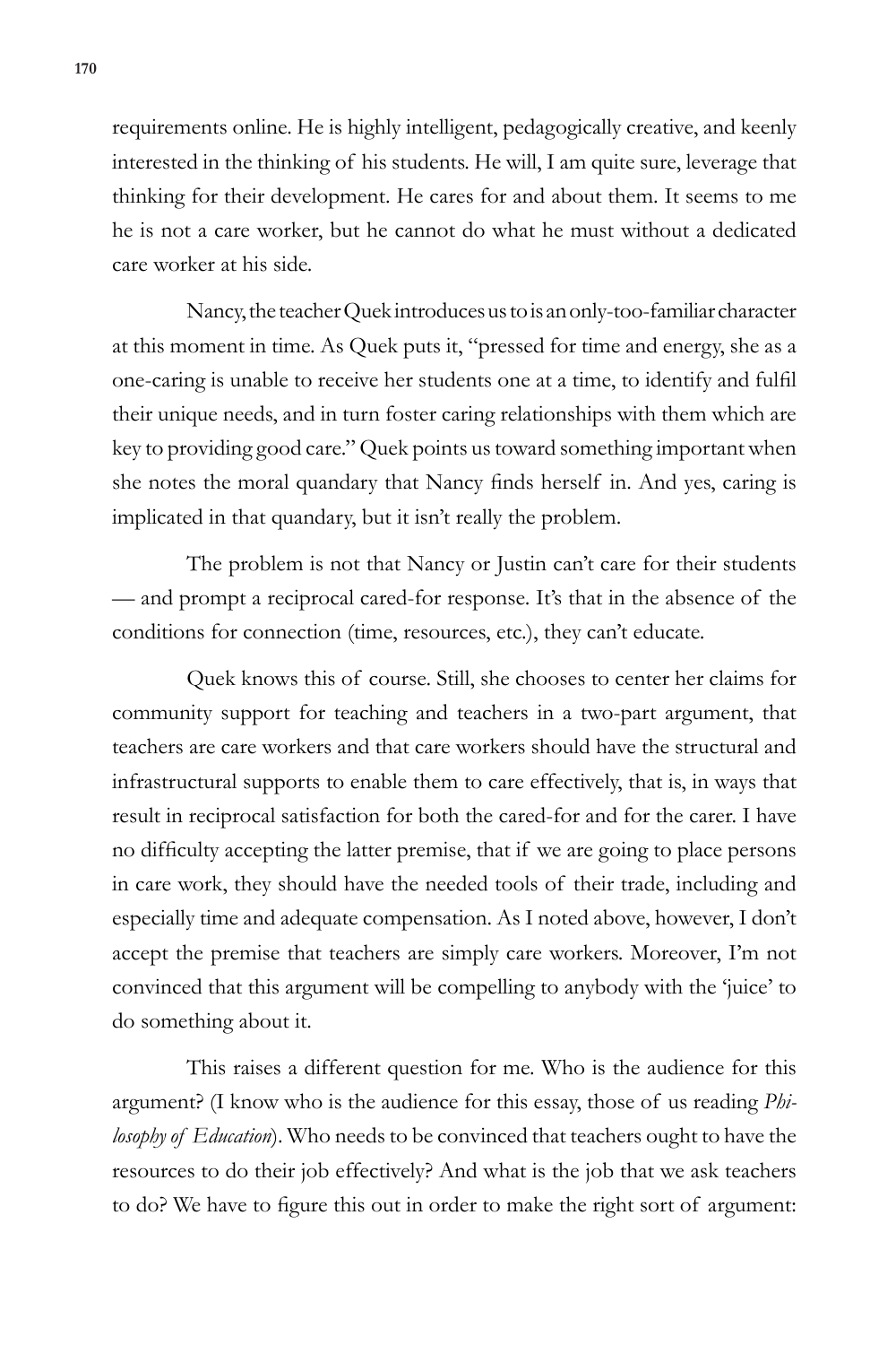requirements online. He is highly intelligent, pedagogically creative, and keenly interested in the thinking of his students. He will, I am quite sure, leverage that thinking for their development. He cares for and about them. It seems to me he is not a care worker, but he cannot do what he must without a dedicated care worker at his side.

Nancy, the teacher Quek introduces us to is an only-too-familiar character at this moment in time. As Quek puts it, "pressed for time and energy, she as a one-caring is unable to receive her students one at a time, to identify and fulfil their unique needs, and in turn foster caring relationships with them which are key to providing good care." Quek points us toward something important when she notes the moral quandary that Nancy finds herself in. And yes, caring is implicated in that quandary, but it isn't really the problem.

The problem is not that Nancy or Justin can't care for their students — and prompt a reciprocal cared-for response. It's that in the absence of the conditions for connection (time, resources, etc.), they can't educate.

Quek knows this of course. Still, she chooses to center her claims for community support for teaching and teachers in a two-part argument, that teachers are care workers and that care workers should have the structural and infrastructural supports to enable them to care effectively, that is, in ways that result in reciprocal satisfaction for both the cared-for and for the carer. I have no difficulty accepting the latter premise, that if we are going to place persons in care work, they should have the needed tools of their trade, including and especially time and adequate compensation. As I noted above, however, I don't accept the premise that teachers are simply care workers. Moreover, I'm not convinced that this argument will be compelling to anybody with the 'juice' to do something about it.

This raises a different question for me. Who is the audience for this argument? (I know who is the audience for this essay, those of us reading *Philosophy of Education*). Who needs to be convinced that teachers ought to have the resources to do their job effectively? And what is the job that we ask teachers to do? We have to figure this out in order to make the right sort of argument: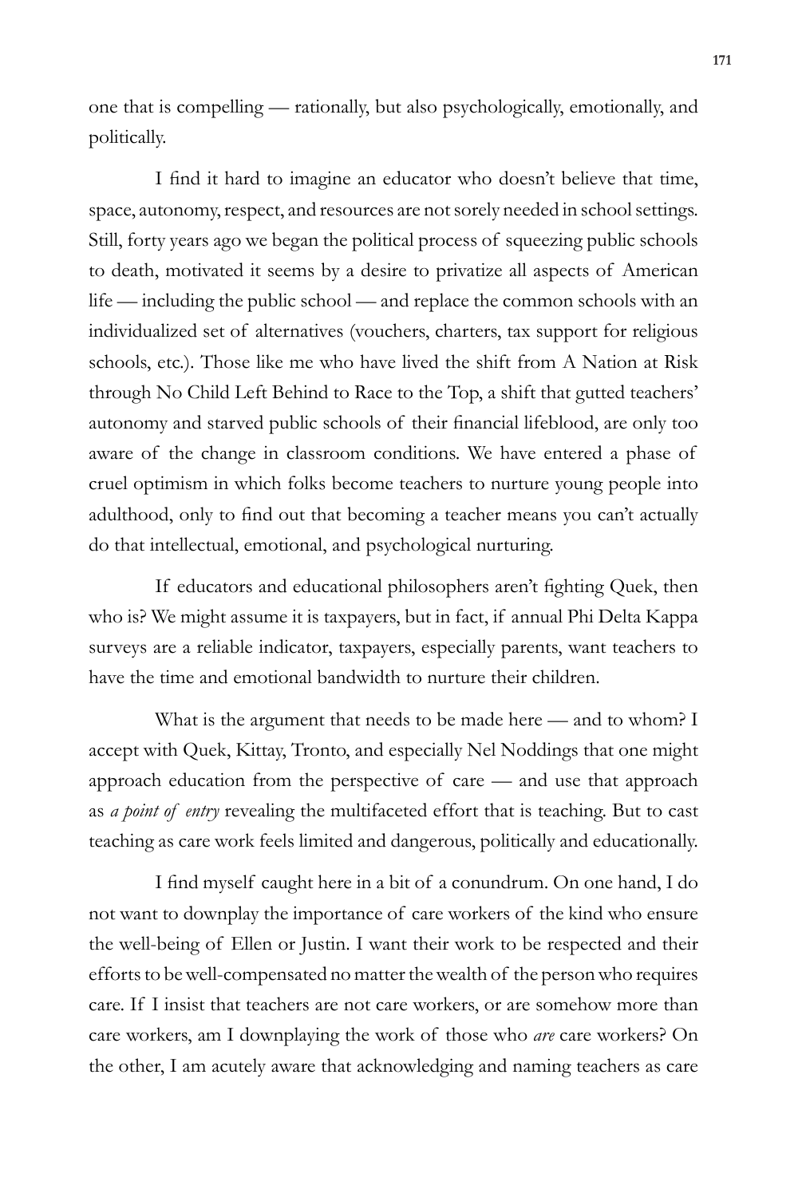one that is compelling — rationally, but also psychologically, emotionally, and politically.

I find it hard to imagine an educator who doesn't believe that time, space, autonomy, respect, and resources are not sorely needed in school settings. Still, forty years ago we began the political process of squeezing public schools to death, motivated it seems by a desire to privatize all aspects of American life — including the public school — and replace the common schools with an individualized set of alternatives (vouchers, charters, tax support for religious schools, etc.). Those like me who have lived the shift from A Nation at Risk through No Child Left Behind to Race to the Top, a shift that gutted teachers' autonomy and starved public schools of their financial lifeblood, are only too aware of the change in classroom conditions. We have entered a phase of cruel optimism in which folks become teachers to nurture young people into adulthood, only to find out that becoming a teacher means you can't actually do that intellectual, emotional, and psychological nurturing.

If educators and educational philosophers aren't fighting Quek, then who is? We might assume it is taxpayers, but in fact, if annual Phi Delta Kappa surveys are a reliable indicator, taxpayers, especially parents, want teachers to have the time and emotional bandwidth to nurture their children.

What is the argument that needs to be made here — and to whom? I accept with Quek, Kittay, Tronto, and especially Nel Noddings that one might approach education from the perspective of care — and use that approach as *a point of entry* revealing the multifaceted effort that is teaching. But to cast teaching as care work feels limited and dangerous, politically and educationally.

I find myself caught here in a bit of a conundrum. On one hand, I do not want to downplay the importance of care workers of the kind who ensure the well-being of Ellen or Justin. I want their work to be respected and their efforts to be well-compensated no matter the wealth of the person who requires care. If I insist that teachers are not care workers, or are somehow more than care workers, am I downplaying the work of those who *are* care workers? On the other, I am acutely aware that acknowledging and naming teachers as care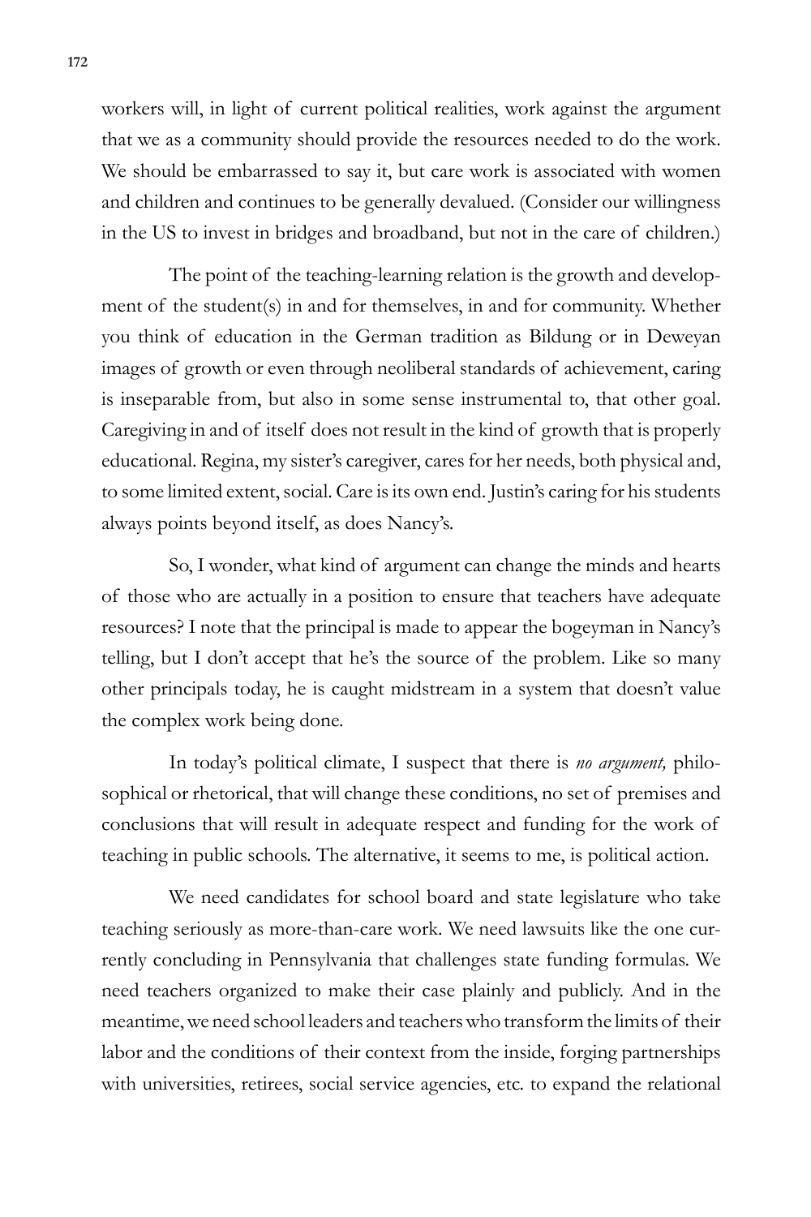workers will, in light of current political realities, work against the argument that we as a community should provide the resources needed to do the work. We should be embarrassed to say it, but care work is associated with women and children and continues to be generally devalued. (Consider our willingness in the US to invest in bridges and broadband, but not in the care of children.)

The point of the teaching-learning relation is the growth and development of the student(s) in and for themselves, in and for community. Whether you think of education in the German tradition as Bildung or in Deweyan images of growth or even through neoliberal standards of achievement, caring is inseparable from, but also in some sense instrumental to, that other goal. Caregiving in and of itself does not result in the kind of growth that is properly educational. Regina, my sister's caregiver, cares for her needs, both physical and, to some limited extent, social. Care is its own end. Justin's caring for his students always points beyond itself, as does Nancy's.

So, I wonder, what kind of argument can change the minds and hearts of those who are actually in a position to ensure that teachers have adequate resources? I note that the principal is made to appear the bogeyman in Nancy's telling, but I don't accept that he's the source of the problem. Like so many other principals today, he is caught midstream in a system that doesn't value the complex work being done.

In today's political climate, I suspect that there is *no argument,* philosophical or rhetorical, that will change these conditions, no set of premises and conclusions that will result in adequate respect and funding for the work of teaching in public schools. The alternative, it seems to me, is political action.

We need candidates for school board and state legislature who take teaching seriously as more-than-care work. We need lawsuits like the one currently concluding in Pennsylvania that challenges state funding formulas. We need teachers organized to make their case plainly and publicly. And in the meantime, we need school leaders and teachers who transform the limits of their labor and the conditions of their context from the inside, forging partnerships with universities, retirees, social service agencies, etc. to expand the relational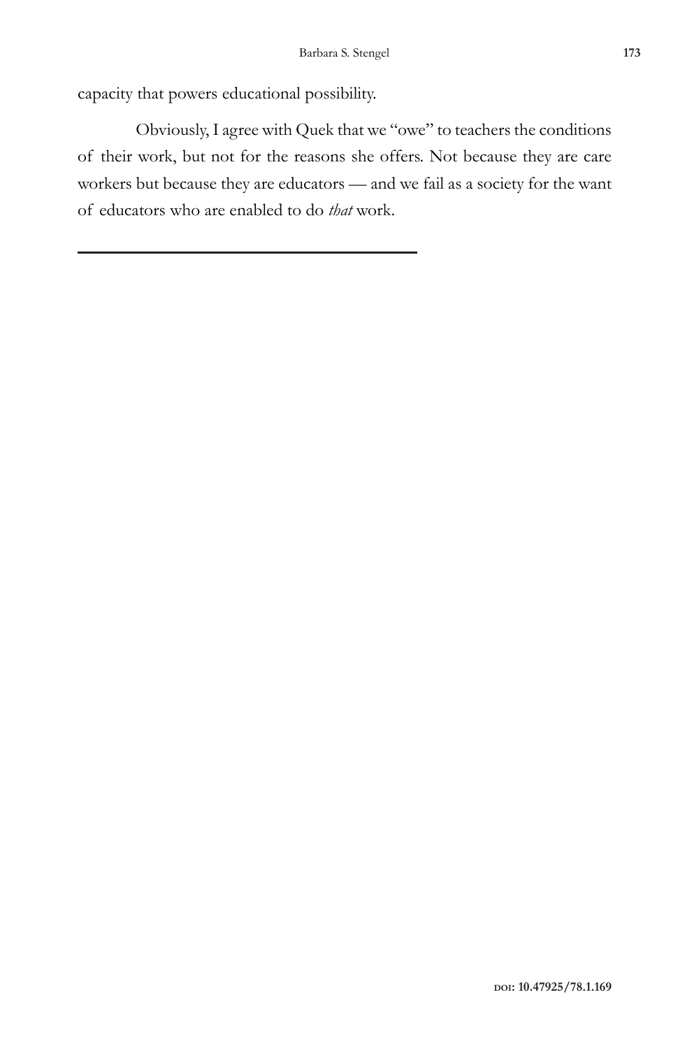capacity that powers educational possibility.

Obviously, I agree with Quek that we "owe" to teachers the conditions of their work, but not for the reasons she offers. Not because they are care workers but because they are educators — and we fail as a society for the want of educators who are enabled to do *that* work.